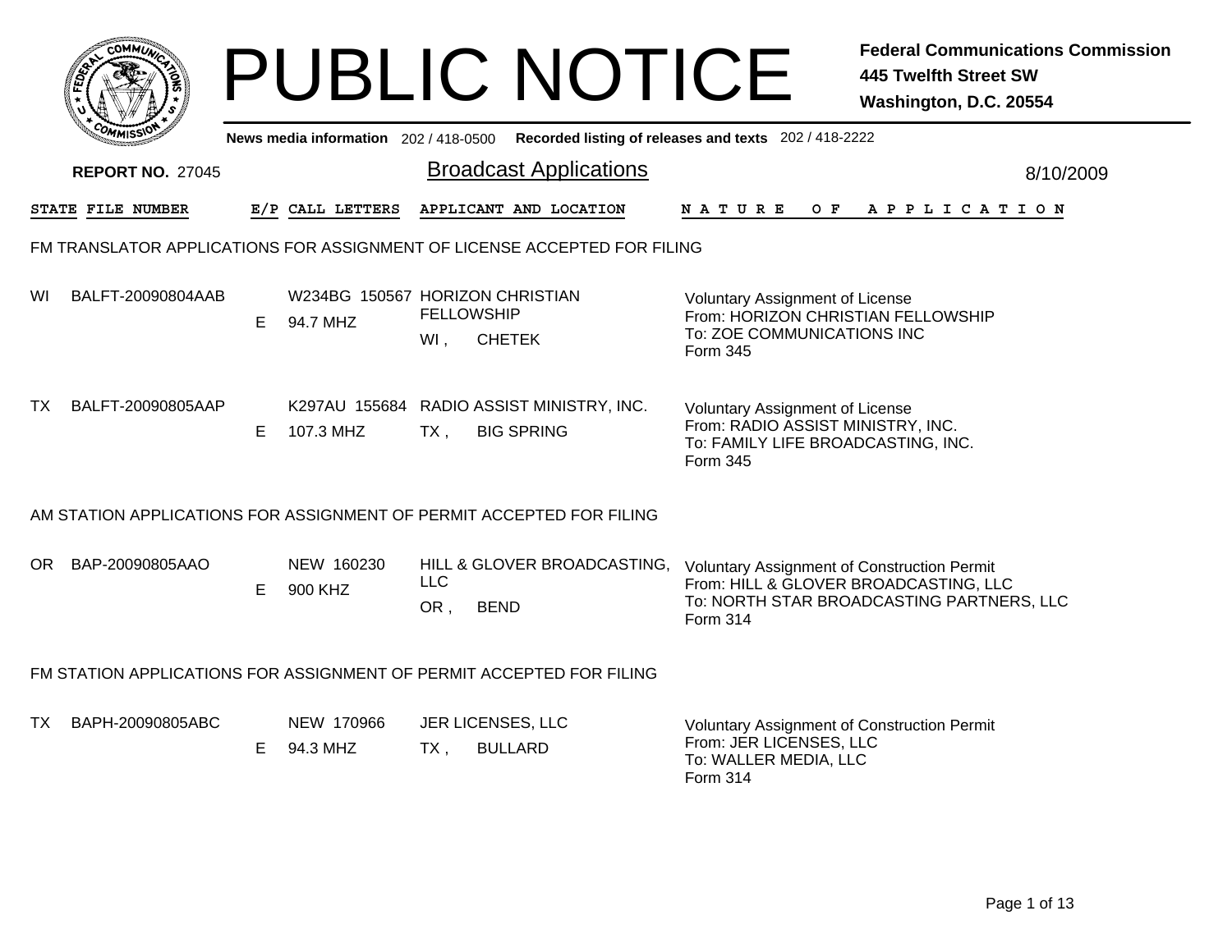# PUBLIC NOTICE

**Federal Communications Commission**
**445 Twelfth Street SW**
**Washington, D.C. 20554**

News media information 202 / 418-0500 Recorded listing of releases and texts 202 / 418-2222

**REPORT NO.** 27045

## Broadcast Applications

8/10/2009

| STATE | FILE NUMBER | E/P | CALL LETTERS | APPLICANT AND LOCATION | NATURE OF APPLICATION |
|---|---|---|---|---|---|

### FM TRANSLATOR APPLICATIONS FOR ASSIGNMENT OF LICENSE ACCEPTED FOR FILING

| STATE | FILE NUMBER | E/P | CALL LETTERS | APPLICANT AND LOCATION | NATURE OF APPLICATION |
|---|---|---|---|---|---|
| WI | BALFT-20090804AAB | E | W234BG 150567<br>94.7 MHZ | HORIZON CHRISTIAN FELLOWSHIP<br>WI , CHETEK | Voluntary Assignment of License<br>From: HORIZON CHRISTIAN FELLOWSHIP<br>To: ZOE COMMUNICATIONS INC<br>Form 345 |
| TX | BALFT-20090805AAP | E | K297AU 155684<br>107.3 MHZ | RADIO ASSIST MINISTRY, INC.<br>TX , BIG SPRING | Voluntary Assignment of License<br>From: RADIO ASSIST MINISTRY, INC.<br>To: FAMILY LIFE BROADCASTING, INC.<br>Form 345 |

### AM STATION APPLICATIONS FOR ASSIGNMENT OF PERMIT ACCEPTED FOR FILING

| STATE | FILE NUMBER | E/P | CALL LETTERS | APPLICANT AND LOCATION | NATURE OF APPLICATION |
|---|---|---|---|---|---|
| OR | BAP-20090805AAO | E | NEW 160230<br>900 KHZ | HILL & GLOVER BROADCASTING, LLC<br>OR , BEND | Voluntary Assignment of Construction Permit<br>From: HILL & GLOVER BROADCASTING, LLC<br>To: NORTH STAR BROADCASTING PARTNERS, LLC<br>Form 314 |

### FM STATION APPLICATIONS FOR ASSIGNMENT OF PERMIT ACCEPTED FOR FILING

| STATE | FILE NUMBER | E/P | CALL LETTERS | APPLICANT AND LOCATION | NATURE OF APPLICATION |
|---|---|---|---|---|---|
| TX | BAPH-20090805ABC | E | NEW 170966<br>94.3 MHZ | JER LICENSES, LLC<br>TX , BULLARD | Voluntary Assignment of Construction Permit<br>From: JER LICENSES, LLC<br>To: WALLER MEDIA, LLC<br>Form 314 |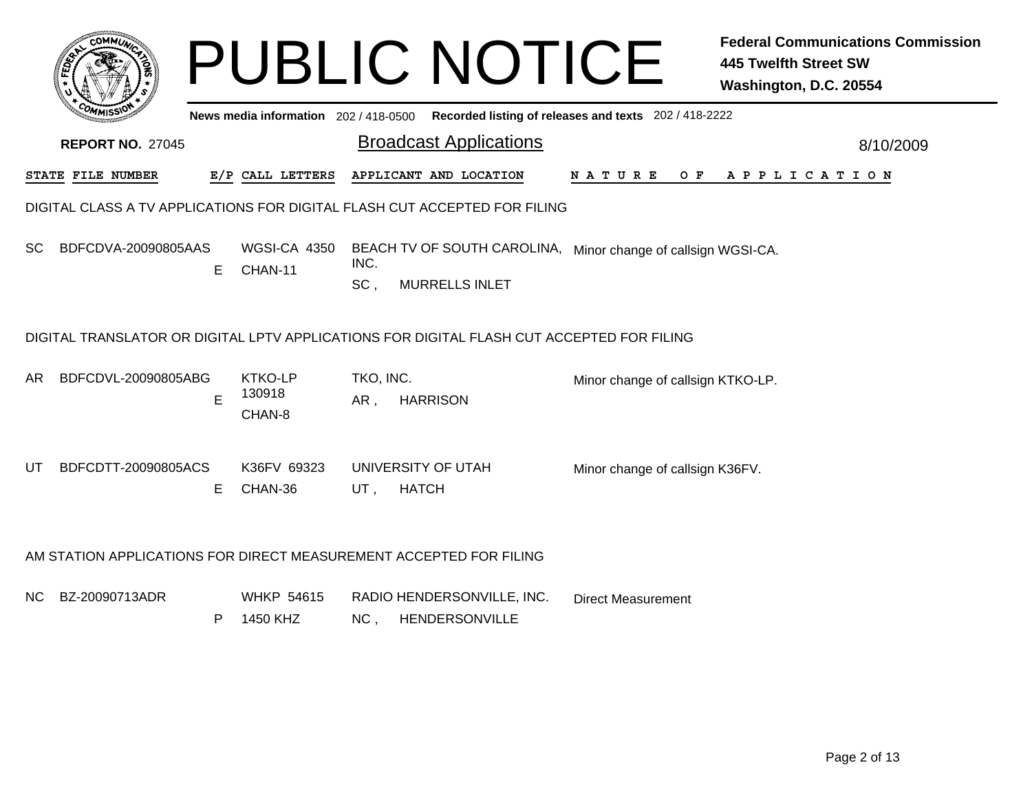# PUBLIC NOTICE

**Federal Communications Commission**
**445 Twelfth Street SW**
**Washington, D.C. 20554**

**News media information** 202 / 418-0500 **Recorded listing of releases and texts** 202 / 418-2222

**REPORT NO.** 27045

## Broadcast Applications

8/10/2009

| STATE | FILE NUMBER | E/P | CALL LETTERS | APPLICANT AND LOCATION | NATURE OF APPLICATION |
|---|---|---|---|---|---|

### DIGITAL CLASS A TV APPLICATIONS FOR DIGITAL FLASH CUT ACCEPTED FOR FILING

| STATE | FILE NUMBER | E/P | CALL LETTERS | APPLICANT AND LOCATION | NATURE OF APPLICATION |
|---|---|---|---|---|---|
| SC | BDFCDVA-20090805AAS | E | WGSI-CA 4350 CHAN-11 | BEACH TV OF SOUTH CAROLINA, INC. SC , MURRELLS INLET | Minor change of callsign WGSI-CA. |

### DIGITAL TRANSLATOR OR DIGITAL LPTV APPLICATIONS FOR DIGITAL FLASH CUT ACCEPTED FOR FILING

| STATE | FILE NUMBER | E/P | CALL LETTERS | APPLICANT AND LOCATION | NATURE OF APPLICATION |
|---|---|---|---|---|---|
| AR | BDFCDVL-20090805ABG | E | KTKO-LP 130918 CHAN-8 | TKO, INC. AR , HARRISON | Minor change of callsign KTKO-LP. |
| UT | BDFCDTT-20090805ACS | E | K36FV 69323 CHAN-36 | UNIVERSITY OF UTAH UT , HATCH | Minor change of callsign K36FV. |

### AM STATION APPLICATIONS FOR DIRECT MEASUREMENT ACCEPTED FOR FILING

| STATE | FILE NUMBER | E/P | CALL LETTERS | APPLICANT AND LOCATION | NATURE OF APPLICATION |
|---|---|---|---|---|---|
| NC | BZ-20090713ADR | P | WHKP 54615 1450 KHZ | RADIO HENDERSONVILLE, INC. NC , HENDERSONVILLE | Direct Measurement |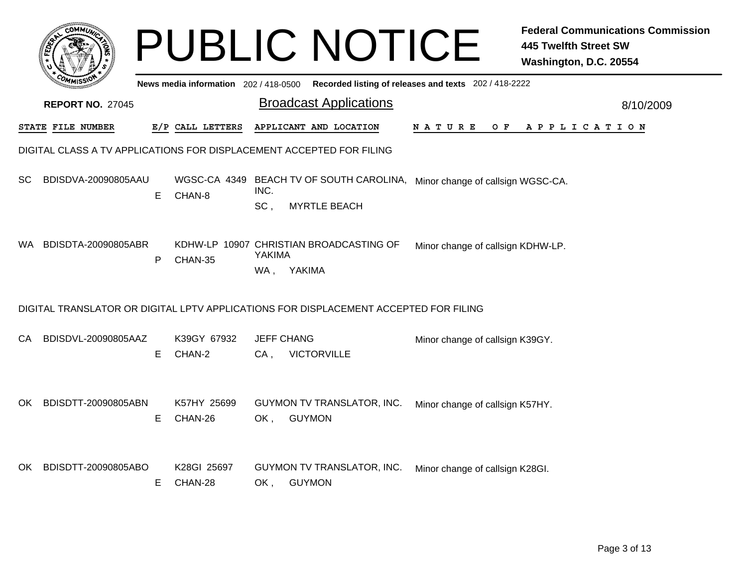# PUBLIC NOTICE

**Federal Communications Commission**
**445 Twelfth Street SW**
**Washington, D.C. 20554**

News media information 202 / 418-0500 Recorded listing of releases and texts 202 / 418-2222

**REPORT NO.** 27045

## Broadcast Applications

8/10/2009

| STATE | FILE NUMBER | E/P | CALL LETTERS | APPLICANT AND LOCATION | NATURE OF APPLICATION |
|---|---|---|---|---|---|

### DIGITAL CLASS A TV APPLICATIONS FOR DISPLACEMENT ACCEPTED FOR FILING

| STATE | FILE NUMBER | E/P | CALL LETTERS | APPLICANT AND LOCATION | NATURE OF APPLICATION |
|---|---|---|---|---|---|
| SC | BDISDVA-20090805AAU | E | WGSC-CA 4349 CHAN-8 | BEACH TV OF SOUTH CAROLINA, INC. SC , MYRTLE BEACH | Minor change of callsign WGSC-CA. |
| WA | BDISDTA-20090805ABR | P | KDHW-LP 10907 CHAN-35 | CHRISTIAN BROADCASTING OF YAKIMA WA , YAKIMA | Minor change of callsign KDHW-LP. |

### DIGITAL TRANSLATOR OR DIGITAL LPTV APPLICATIONS FOR DISPLACEMENT ACCEPTED FOR FILING

| STATE | FILE NUMBER | E/P | CALL LETTERS | APPLICANT AND LOCATION | NATURE OF APPLICATION |
|---|---|---|---|---|---|
| CA | BDISDVL-20090805AAZ | E | K39GY 67932 CHAN-2 | JEFF CHANG CA , VICTORVILLE | Minor change of callsign K39GY. |
| OK | BDISDTT-20090805ABN | E | K57HY 25699 CHAN-26 | GUYMON TV TRANSLATOR, INC. OK , GUYMON | Minor change of callsign K57HY. |
| OK | BDISDTT-20090805ABO | E | K28GI 25697 CHAN-28 | GUYMON TV TRANSLATOR, INC. OK , GUYMON | Minor change of callsign K28GI. |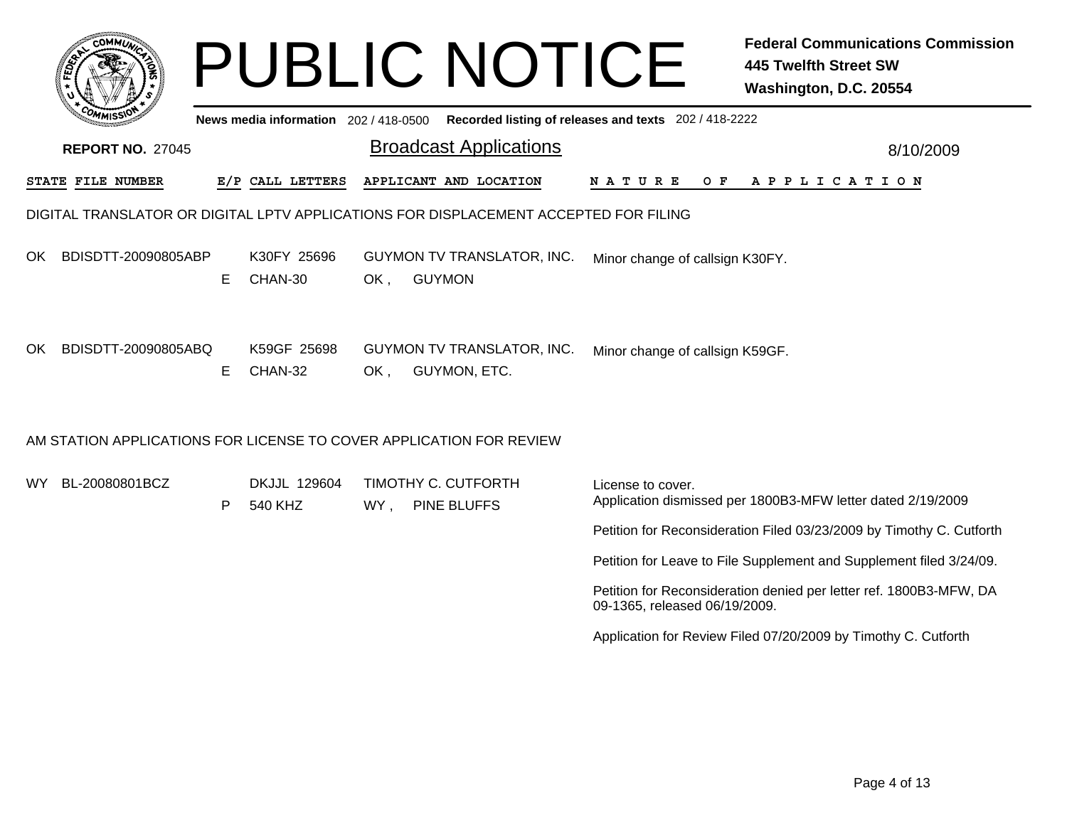# PUBLIC NOTICE

**Federal Communications Commission**
**445 Twelfth Street SW**
**Washington, D.C. 20554**

News media information 202 / 418-0500 Recorded listing of releases and texts 202 / 418-2222

**REPORT NO.** 27045

## Broadcast Applications

8/10/2009

| STATE | FILE NUMBER | E/P | CALL LETTERS | APPLICANT AND LOCATION | NATURE OF APPLICATION |
|---|---|---|---|---|---|

### DIGITAL TRANSLATOR OR DIGITAL LPTV APPLICATIONS FOR DISPLACEMENT ACCEPTED FOR FILING

| STATE | FILE NUMBER | E/P | CALL LETTERS | APPLICANT AND LOCATION | NATURE OF APPLICATION |
|---|---|---|---|---|---|
| OK | BDISDTT-20090805ABP | E | K30FY 25696<br>CHAN-30 | GUYMON TV TRANSLATOR, INC.<br>OK , GUYMON | Minor change of callsign K30FY. |
| OK | BDISDTT-20090805ABQ | E | K59GF 25698<br>CHAN-32 | GUYMON TV TRANSLATOR, INC.<br>OK , GUYMON, ETC. | Minor change of callsign K59GF. |

### AM STATION APPLICATIONS FOR LICENSE TO COVER APPLICATION FOR REVIEW

| STATE | FILE NUMBER | E/P | CALL LETTERS | APPLICANT AND LOCATION | NATURE OF APPLICATION |
|---|---|---|---|---|---|
| WY | BL-20080801BCZ | P | DKJJL 129604<br>540 KHZ | TIMOTHY C. CUTFORTH<br>WY , PINE BLUFFS | License to cover.<br>Application dismissed per 1800B3-MFW letter dated 2/19/2009<br><br>Petition for Reconsideration Filed 03/23/2009 by Timothy C. Cutforth<br><br>Petition for Leave to File Supplement and Supplement filed 3/24/09.<br><br>Petition for Reconsideration denied per letter ref. 1800B3-MFW, DA 09-1365, released 06/19/2009.<br><br>Application for Review Filed 07/20/2009 by Timothy C. Cutforth |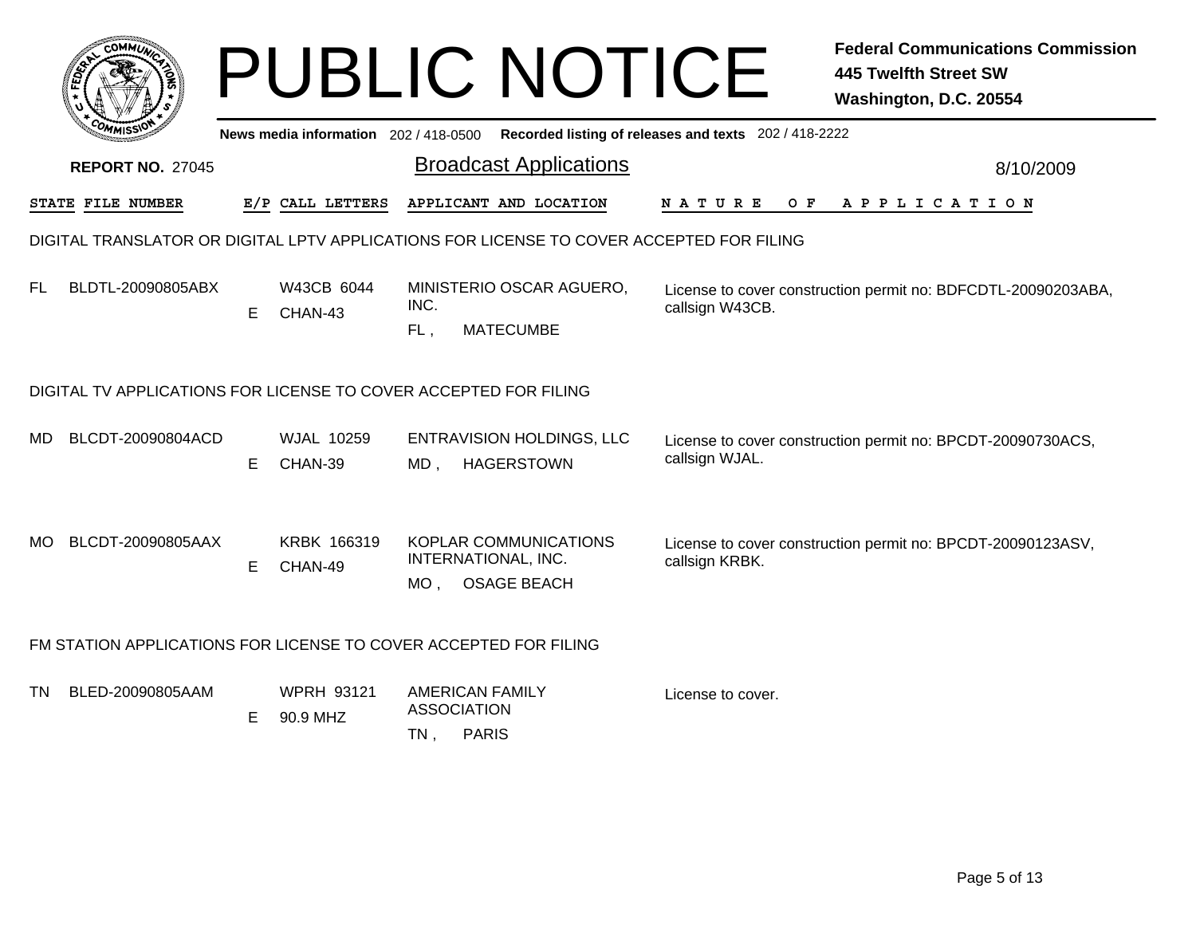# PUBLIC NOTICE

**Federal Communications Commission**
**445 Twelfth Street SW**
**Washington, D.C. 20554**

News media information 202 / 418-0500 Recorded listing of releases and texts 202 / 418-2222

**REPORT NO.** 27045

## Broadcast Applications

8/10/2009

| STATE | FILE NUMBER | E/P | CALL LETTERS | APPLICANT AND LOCATION | NATURE OF APPLICATION |
|---|---|---|---|---|---|

### DIGITAL TRANSLATOR OR DIGITAL LPTV APPLICATIONS FOR LICENSE TO COVER ACCEPTED FOR FILING

| STATE | FILE NUMBER | E/P | CALL LETTERS | APPLICANT AND LOCATION | NATURE OF APPLICATION |
|---|---|---|---|---|---|
| FL | BLDTL-20090805ABX | E | W43CB 6044 CHAN-43 | MINISTERIO OSCAR AGUERO, INC. FL , MATECUMBE | License to cover construction permit no: BDFCDTL-20090203ABA, callsign W43CB. |

### DIGITAL TV APPLICATIONS FOR LICENSE TO COVER ACCEPTED FOR FILING

| STATE | FILE NUMBER | E/P | CALL LETTERS | APPLICANT AND LOCATION | NATURE OF APPLICATION |
|---|---|---|---|---|---|
| MD | BLCDT-20090804ACD | E | WJAL 10259 CHAN-39 | ENTRAVISION HOLDINGS, LLC MD , HAGERSTOWN | License to cover construction permit no: BPCDT-20090730ACS, callsign WJAL. |
| MO | BLCDT-20090805AAX | E | KRBK 166319 CHAN-49 | KOPLAR COMMUNICATIONS INTERNATIONAL, INC. MO , OSAGE BEACH | License to cover construction permit no: BPCDT-20090123ASV, callsign KRBK. |

### FM STATION APPLICATIONS FOR LICENSE TO COVER ACCEPTED FOR FILING

| STATE | FILE NUMBER | E/P | CALL LETTERS | APPLICANT AND LOCATION | NATURE OF APPLICATION |
|---|---|---|---|---|---|
| TN | BLED-20090805AAM | E | WPRH 93121 90.9 MHZ | AMERICAN FAMILY ASSOCIATION TN , PARIS | License to cover. |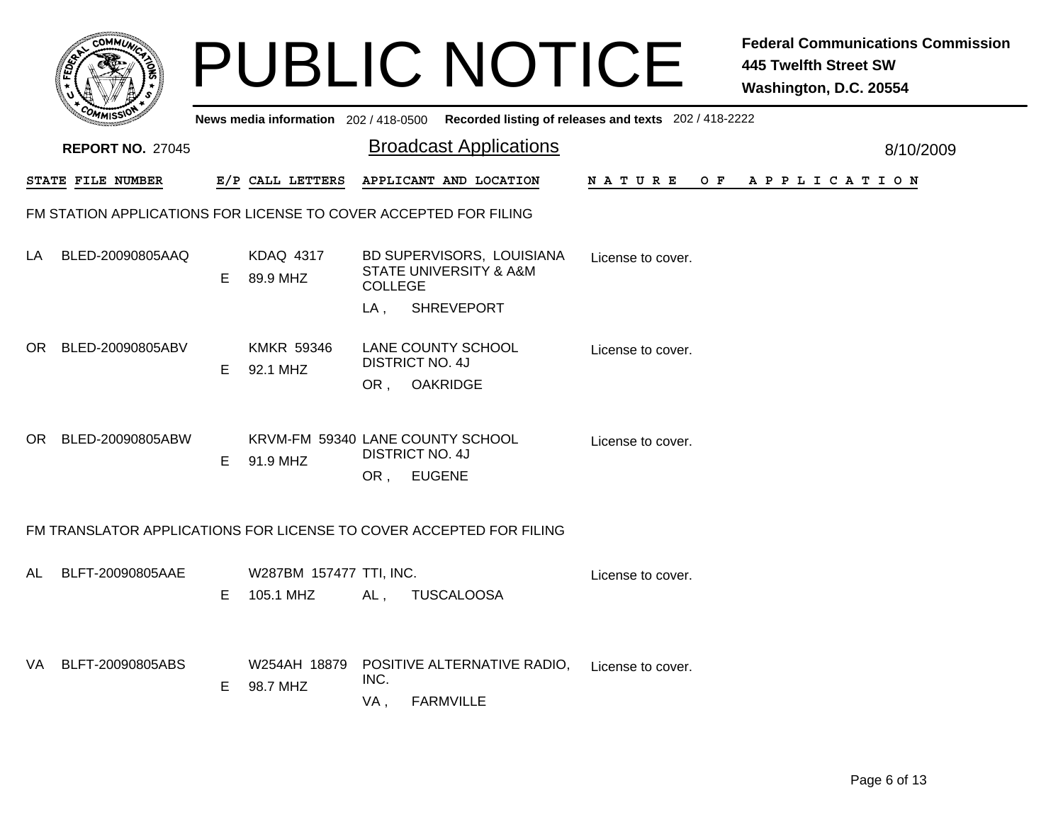# PUBLIC NOTICE

**Federal Communications Commission**
**445 Twelfth Street SW**
**Washington, D.C. 20554**

News media information 202 / 418-0500 Recorded listing of releases and texts 202 / 418-2222

**REPORT NO.** 27045

## Broadcast Applications

8/10/2009

| STATE | FILE NUMBER | E/P | CALL LETTERS | APPLICANT AND LOCATION | NATURE OF APPLICATION |
|---|---|---|---|---|---|

### FM STATION APPLICATIONS FOR LICENSE TO COVER ACCEPTED FOR FILING

| STATE | FILE NUMBER | E/P | CALL LETTERS | APPLICANT AND LOCATION | NATURE OF APPLICATION |
|---|---|---|---|---|---|
| LA | BLED-20090805AAQ | E | KDAQ 4317 89.9 MHZ | BD SUPERVISORS, LOUISIANA STATE UNIVERSITY & A&M COLLEGE LA , SHREVEPORT | License to cover. |
| OR | BLED-20090805ABV | E | KMKR 59346 92.1 MHZ | LANE COUNTY SCHOOL DISTRICT NO. 4J OR , OAKRIDGE | License to cover. |
| OR | BLED-20090805ABW | E | KRVM-FM 59340 91.9 MHZ | LANE COUNTY SCHOOL DISTRICT NO. 4J OR , EUGENE | License to cover. |

### FM TRANSLATOR APPLICATIONS FOR LICENSE TO COVER ACCEPTED FOR FILING

| STATE | FILE NUMBER | E/P | CALL LETTERS | APPLICANT AND LOCATION | NATURE OF APPLICATION |
|---|---|---|---|---|---|
| AL | BLFT-20090805AAE | E | W287BM 157477 105.1 MHZ | TTI, INC. AL , TUSCALOOSA | License to cover. |
| VA | BLFT-20090805ABS | E | W254AH 18879 98.7 MHZ | POSITIVE ALTERNATIVE RADIO, INC. VA , FARMVILLE | License to cover. |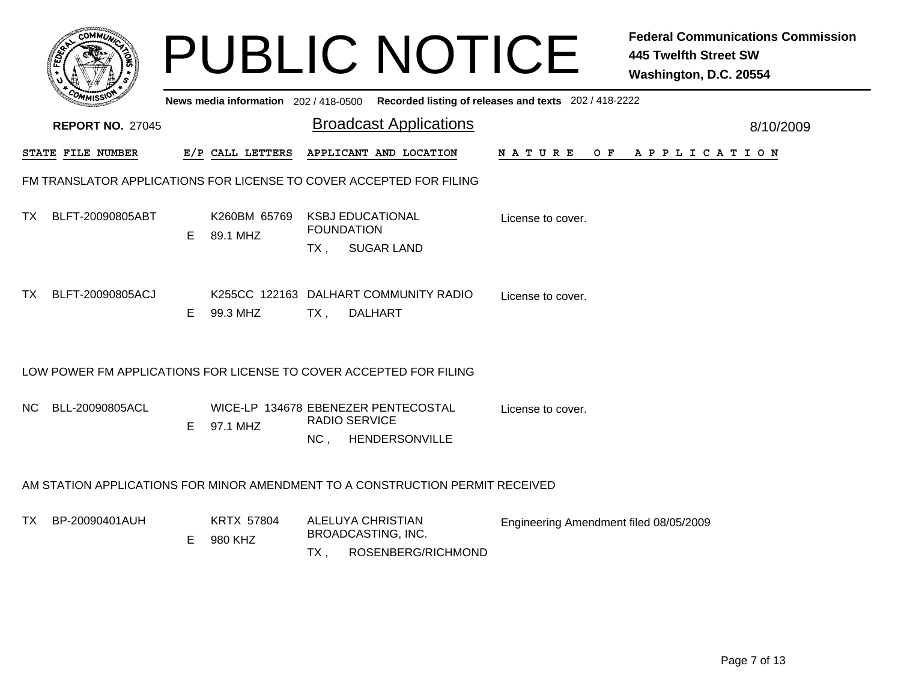# PUBLIC NOTICE

**Federal Communications Commission**
**445 Twelfth Street SW**
**Washington, D.C. 20554**

News media information 202 / 418-0500 Recorded listing of releases and texts 202 / 418-2222

**REPORT NO.** 27045

## Broadcast Applications

8/10/2009

| STATE | FILE NUMBER | E/P | CALL LETTERS | APPLICANT AND LOCATION | NATURE OF APPLICATION |
|---|---|---|---|---|---|

### FM TRANSLATOR APPLICATIONS FOR LICENSE TO COVER ACCEPTED FOR FILING

| STATE | FILE NUMBER | E/P | CALL LETTERS | APPLICANT AND LOCATION | NATURE OF APPLICATION |
|---|---|---|---|---|---|
| TX | BLFT-20090805ABT | E | K260BM 65769<br>89.1 MHZ | KSBJ EDUCATIONAL FOUNDATION<br>TX , SUGAR LAND | License to cover. |
| TX | BLFT-20090805ACJ | E | K255CC 122163<br>99.3 MHZ | DALHART COMMUNITY RADIO<br>TX , DALHART | License to cover. |

### LOW POWER FM APPLICATIONS FOR LICENSE TO COVER ACCEPTED FOR FILING

| STATE | FILE NUMBER | E/P | CALL LETTERS | APPLICANT AND LOCATION | NATURE OF APPLICATION |
|---|---|---|---|---|---|
| NC | BLL-20090805ACL | E | WICE-LP 134678<br>97.1 MHZ | EBENEZER PENTECOSTAL RADIO SERVICE<br>NC , HENDERSONVILLE | License to cover. |

### AM STATION APPLICATIONS FOR MINOR AMENDMENT TO A CONSTRUCTION PERMIT RECEIVED

| STATE | FILE NUMBER | E/P | CALL LETTERS | APPLICANT AND LOCATION | NATURE OF APPLICATION |
|---|---|---|---|---|---|
| TX | BP-20090401AUH | E | KRTX 57804<br>980 KHZ | ALELUYA CHRISTIAN BROADCASTING, INC.<br>TX , ROSENBERG/RICHMOND | Engineering Amendment filed 08/05/2009 |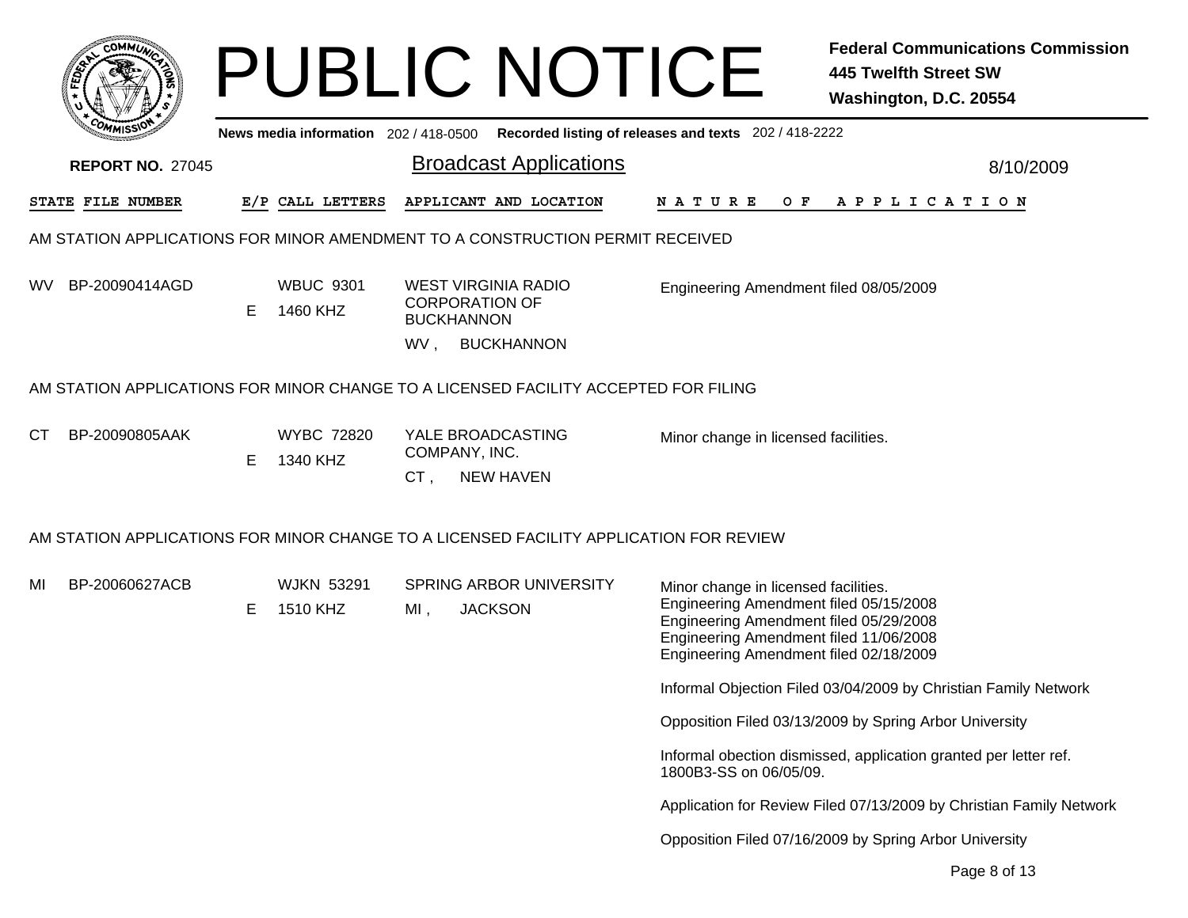# PUBLIC NOTICE

**Federal Communications Commission**
**445 Twelfth Street SW**
**Washington, D.C. 20554**

News media information 202 / 418-0500 Recorded listing of releases and texts 202 / 418-2222

**REPORT NO.** 27045

## Broadcast Applications

8/10/2009

| STATE | FILE NUMBER | E/P | CALL LETTERS | APPLICANT AND LOCATION | NATURE OF APPLICATION |
|---|---|---|---|---|---|

### AM STATION APPLICATIONS FOR MINOR AMENDMENT TO A CONSTRUCTION PERMIT RECEIVED

| STATE | FILE NUMBER | E/P | CALL LETTERS | APPLICANT AND LOCATION | NATURE OF APPLICATION |
|---|---|---|---|---|---|
| WV | BP-20090414AGD | E | WBUC 9301<br>1460 KHZ | WEST VIRGINIA RADIO CORPORATION OF BUCKHANNON<br>WV , BUCKHANNON | Engineering Amendment filed 08/05/2009 |

### AM STATION APPLICATIONS FOR MINOR CHANGE TO A LICENSED FACILITY ACCEPTED FOR FILING

| STATE | FILE NUMBER | E/P | CALL LETTERS | APPLICANT AND LOCATION | NATURE OF APPLICATION |
|---|---|---|---|---|---|
| CT | BP-20090805AAK | E | WYBC 72820<br>1340 KHZ | YALE BROADCASTING COMPANY, INC.<br>CT , NEW HAVEN | Minor change in licensed facilities. |

### AM STATION APPLICATIONS FOR MINOR CHANGE TO A LICENSED FACILITY APPLICATION FOR REVIEW

| STATE | FILE NUMBER | E/P | CALL LETTERS | APPLICANT AND LOCATION | NATURE OF APPLICATION |
|---|---|---|---|---|---|
| MI | BP-20060627ACB | E | WJKN 53291<br>1510 KHZ | SPRING ARBOR UNIVERSITY<br>MI , JACKSON | Minor change in licensed facilities.<br>Engineering Amendment filed 05/15/2008<br>Engineering Amendment filed 05/29/2008<br>Engineering Amendment filed 11/06/2008<br>Engineering Amendment filed 02/18/2009<br><br>Informal Objection Filed 03/04/2009 by Christian Family Network<br><br>Opposition Filed 03/13/2009 by Spring Arbor University<br><br>Informal obection dismissed, application granted per letter ref. 1800B3-SS on 06/05/09.<br><br>Application for Review Filed 07/13/2009 by Christian Family Network<br><br>Opposition Filed 07/16/2009 by Spring Arbor University |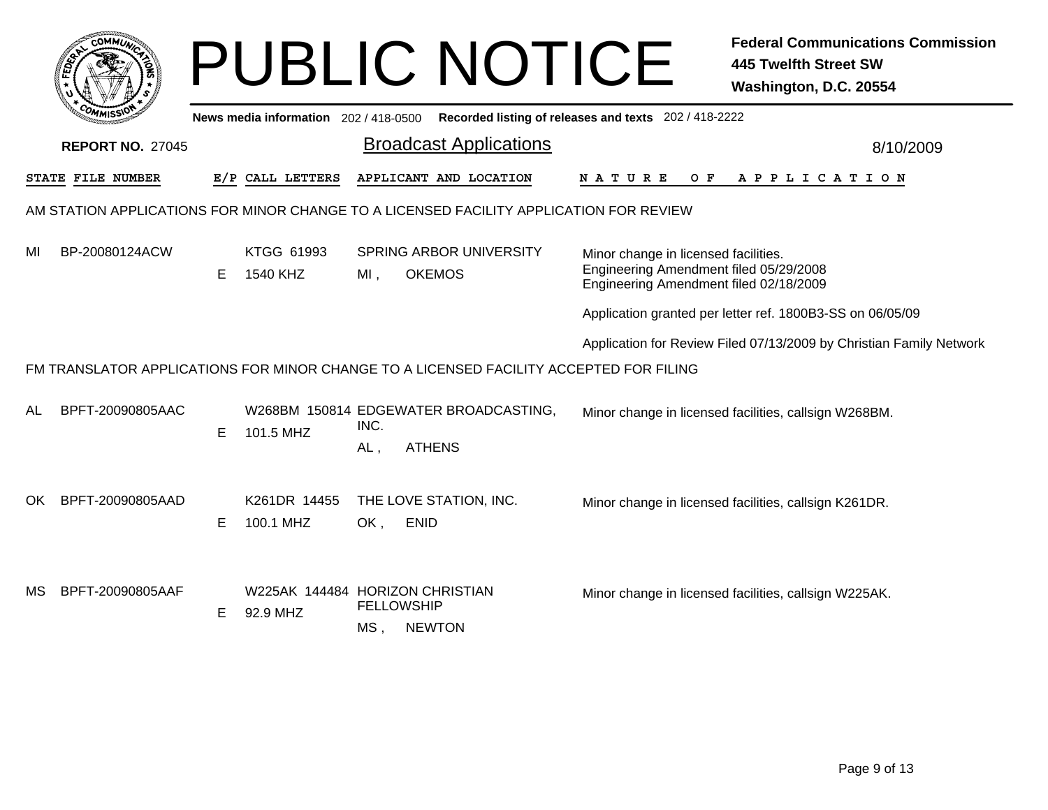# PUBLIC NOTICE

**Federal Communications Commission**
**445 Twelfth Street SW**
**Washington, D.C. 20554**

News media information 202 / 418-0500 Recorded listing of releases and texts 202 / 418-2222

**REPORT NO.** 27045

## Broadcast Applications

8/10/2009

| STATE | FILE NUMBER | E/P | CALL LETTERS | APPLICANT AND LOCATION | NATURE OF APPLICATION |
|---|---|---|---|---|---|

### AM STATION APPLICATIONS FOR MINOR CHANGE TO A LICENSED FACILITY APPLICATION FOR REVIEW

| STATE | FILE NUMBER | E/P | CALL LETTERS | APPLICANT AND LOCATION | NATURE OF APPLICATION |
|---|---|---|---|---|---|
| MI | BP-20080124ACW | E | KTGG 61993<br>1540 KHZ | SPRING ARBOR UNIVERSITY<br>MI , OKEMOS | Minor change in licensed facilities.<br>Engineering Amendment filed 05/29/2008<br>Engineering Amendment filed 02/18/2009<br><br>Application granted per letter ref. 1800B3-SS on 06/05/09<br><br>Application for Review Filed 07/13/2009 by Christian Family Network |

### FM TRANSLATOR APPLICATIONS FOR MINOR CHANGE TO A LICENSED FACILITY ACCEPTED FOR FILING

| STATE | FILE NUMBER | E/P | CALL LETTERS | APPLICANT AND LOCATION | NATURE OF APPLICATION |
|---|---|---|---|---|---|
| AL | BPFT-20090805AAC | E | W268BM 150814<br>101.5 MHZ | EDGEWATER BROADCASTING, INC.<br>AL , ATHENS | Minor change in licensed facilities, callsign W268BM. |
| OK | BPFT-20090805AAD | E | K261DR 14455<br>100.1 MHZ | THE LOVE STATION, INC.<br>OK , ENID | Minor change in licensed facilities, callsign K261DR. |
| MS | BPFT-20090805AAF | E | W225AK 144484<br>92.9 MHZ | HORIZON CHRISTIAN FELLOWSHIP<br>MS , NEWTON | Minor change in licensed facilities, callsign W225AK. |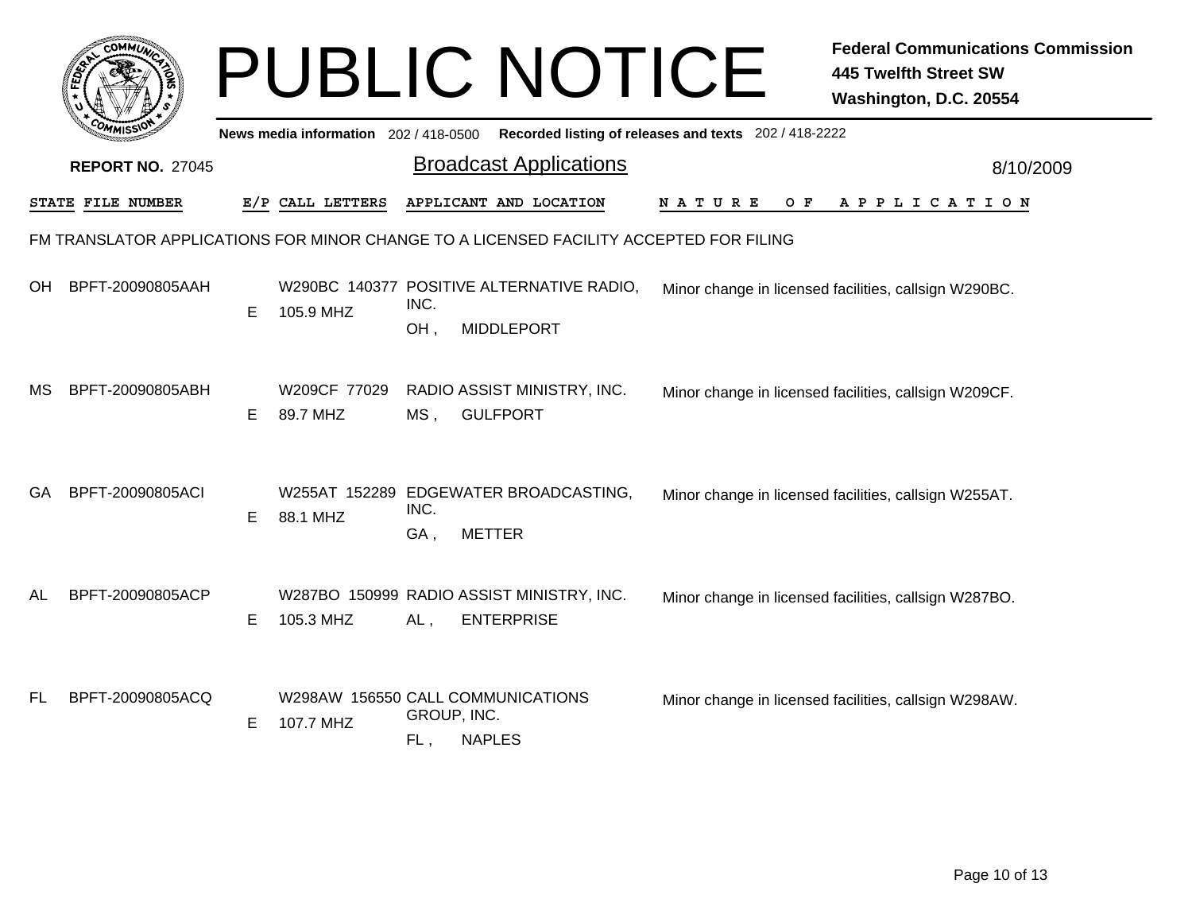# PUBLIC NOTICE

**Federal Communications Commission**
**445 Twelfth Street SW**
**Washington, D.C. 20554**

News media information 202 / 418-0500 Recorded listing of releases and texts 202 / 418-2222

**REPORT NO.** 27045

## Broadcast Applications

8/10/2009

| STATE | FILE NUMBER | E/P | CALL LETTERS | APPLICANT AND LOCATION | NATURE OF APPLICATION |
|---|---|---|---|---|---|

FM TRANSLATOR APPLICATIONS FOR MINOR CHANGE TO A LICENSED FACILITY ACCEPTED FOR FILING

| STATE | FILE NUMBER | E/P | CALL LETTERS | APPLICANT AND LOCATION | NATURE OF APPLICATION |
|---|---|---|---|---|---|
| OH | BPFT-20090805AAH | E | W290BC 140377<br>105.9 MHZ | POSITIVE ALTERNATIVE RADIO, INC.<br>OH , MIDDLEPORT | Minor change in licensed facilities, callsign W290BC. |
| MS | BPFT-20090805ABH | E | W209CF 77029<br>89.7 MHZ | RADIO ASSIST MINISTRY, INC.<br>MS , GULFPORT | Minor change in licensed facilities, callsign W209CF. |
| GA | BPFT-20090805ACI | E | W255AT 152289<br>88.1 MHZ | EDGEWATER BROADCASTING, INC.<br>GA , METTER | Minor change in licensed facilities, callsign W255AT. |
| AL | BPFT-20090805ACP | E | W287BO 150999<br>105.3 MHZ | RADIO ASSIST MINISTRY, INC.<br>AL , ENTERPRISE | Minor change in licensed facilities, callsign W287BO. |
| FL | BPFT-20090805ACQ | E | W298AW 156550<br>107.7 MHZ | CALL COMMUNICATIONS GROUP, INC.<br>FL , NAPLES | Minor change in licensed facilities, callsign W298AW. |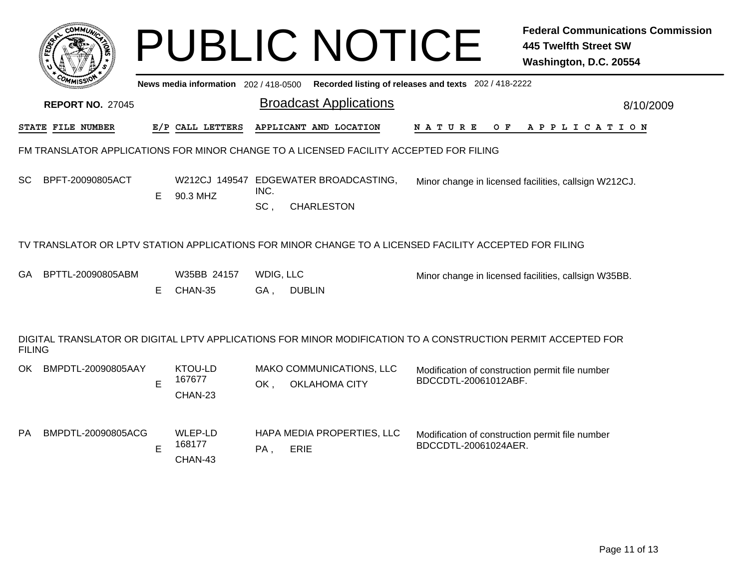# PUBLIC NOTICE

**Federal Communications Commission**
**445 Twelfth Street SW**
**Washington, D.C. 20554**

News media information 202 / 418-0500 Recorded listing of releases and texts 202 / 418-2222

**REPORT NO.** 27045

## Broadcast Applications

8/10/2009

### FM TRANSLATOR APPLICATIONS FOR MINOR CHANGE TO A LICENSED FACILITY ACCEPTED FOR FILING

| STATE | FILE NUMBER | E/P | CALL LETTERS | APPLICANT AND LOCATION | NATURE OF APPLICATION |
|---|---|---|---|---|---|
| SC | BPFT-20090805ACT | E | W212CJ 149547 90.3 MHZ | EDGEWATER BROADCASTING, INC. SC , CHARLESTON | Minor change in licensed facilities, callsign W212CJ. |

### TV TRANSLATOR OR LPTV STATION APPLICATIONS FOR MINOR CHANGE TO A LICENSED FACILITY ACCEPTED FOR FILING

| STATE | FILE NUMBER | E/P | CALL LETTERS | APPLICANT AND LOCATION | NATURE OF APPLICATION |
|---|---|---|---|---|---|
| GA | BPTTL-20090805ABM | E | W35BB 24157 CHAN-35 | WDIG, LLC GA , DUBLIN | Minor change in licensed facilities, callsign W35BB. |

### DIGITAL TRANSLATOR OR DIGITAL LPTV APPLICATIONS FOR MINOR MODIFICATION TO A CONSTRUCTION PERMIT ACCEPTED FOR FILING

| STATE | FILE NUMBER | E/P | CALL LETTERS | APPLICANT AND LOCATION | NATURE OF APPLICATION |
|---|---|---|---|---|---|
| OK | BMPDTL-20090805AAY | E | KTOU-LD 167677 CHAN-23 | MAKO COMMUNICATIONS, LLC OK , OKLAHOMA CITY | Modification of construction permit file number BDCCDTL-20061012ABF. |
| PA | BMPDTL-20090805ACG | E | WLEP-LD 168177 CHAN-43 | HAPA MEDIA PROPERTIES, LLC PA , ERIE | Modification of construction permit file number BDCCDTL-20061024AER. |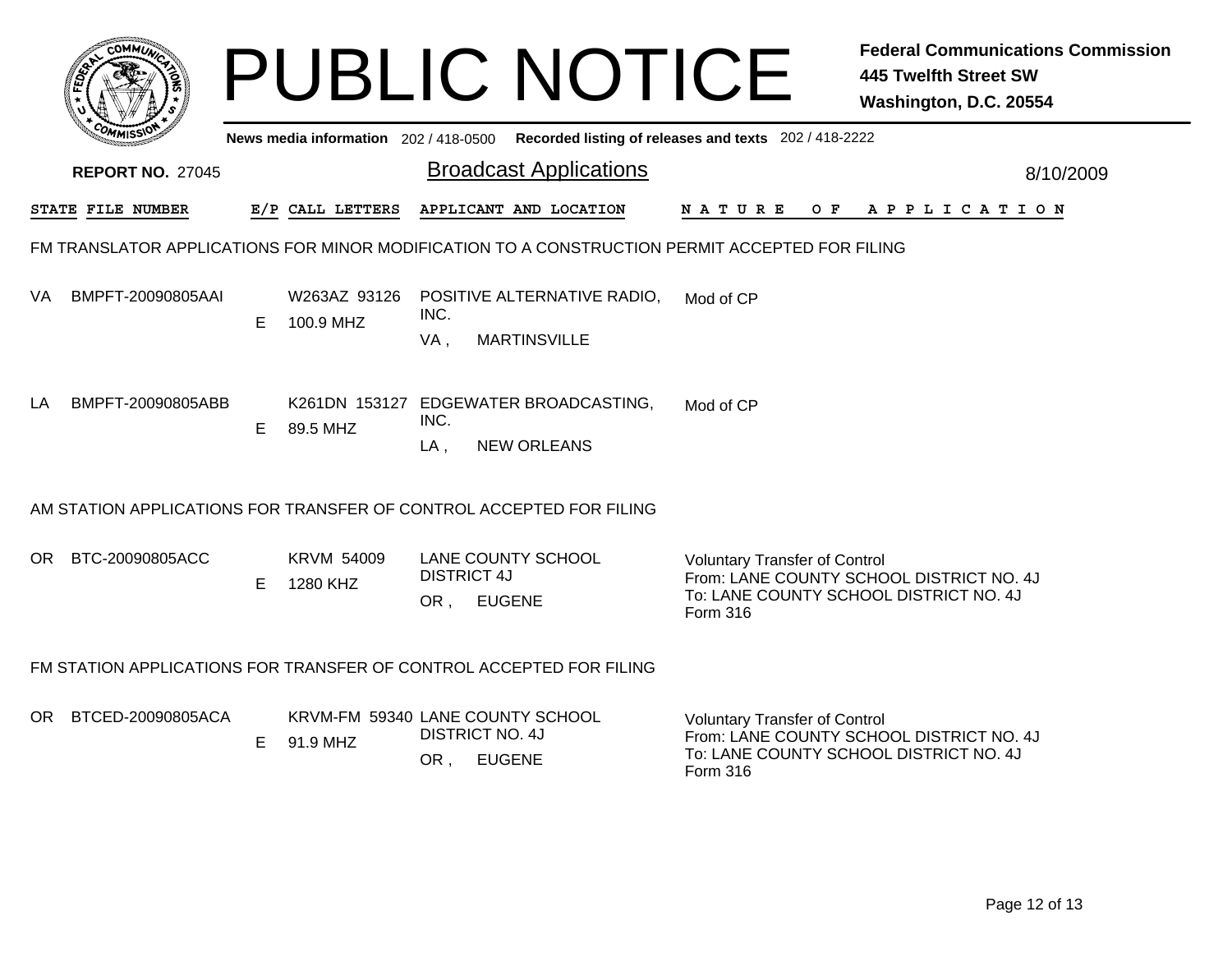# PUBLIC NOTICE

**Federal Communications Commission**
**445 Twelfth Street SW**
**Washington, D.C. 20554**

News media information 202 / 418-0500 Recorded listing of releases and texts 202 / 418-2222

**REPORT NO.** 27045

## Broadcast Applications

8/10/2009

| STATE | FILE NUMBER | E/P | CALL LETTERS | APPLICANT AND LOCATION | NATURE OF APPLICATION |
|---|---|---|---|---|---|

### FM TRANSLATOR APPLICATIONS FOR MINOR MODIFICATION TO A CONSTRUCTION PERMIT ACCEPTED FOR FILING

| STATE | FILE NUMBER | E/P | CALL LETTERS | APPLICANT AND LOCATION | NATURE OF APPLICATION |
|---|---|---|---|---|---|
| VA | BMPFT-20090805AAI | E | W263AZ 93126<br>100.9 MHZ | POSITIVE ALTERNATIVE RADIO, INC.<br>VA , MARTINSVILLE | Mod of CP |
| LA | BMPFT-20090805ABB | E | K261DN 153127<br>89.5 MHZ | EDGEWATER BROADCASTING, INC.<br>LA , NEW ORLEANS | Mod of CP |

### AM STATION APPLICATIONS FOR TRANSFER OF CONTROL ACCEPTED FOR FILING

| STATE | FILE NUMBER | E/P | CALL LETTERS | APPLICANT AND LOCATION | NATURE OF APPLICATION |
|---|---|---|---|---|---|
| OR | BTC-20090805ACC | E | KRVM 54009<br>1280 KHZ | LANE COUNTY SCHOOL DISTRICT 4J<br>OR , EUGENE | Voluntary Transfer of Control<br>From: LANE COUNTY SCHOOL DISTRICT NO. 4J<br>To: LANE COUNTY SCHOOL DISTRICT NO. 4J<br>Form 316 |

### FM STATION APPLICATIONS FOR TRANSFER OF CONTROL ACCEPTED FOR FILING

| STATE | FILE NUMBER | E/P | CALL LETTERS | APPLICANT AND LOCATION | NATURE OF APPLICATION |
|---|---|---|---|---|---|
| OR | BTCED-20090805ACA | E | KRVM-FM 59340<br>91.9 MHZ | LANE COUNTY SCHOOL DISTRICT NO. 4J<br>OR , EUGENE | Voluntary Transfer of Control<br>From: LANE COUNTY SCHOOL DISTRICT NO. 4J<br>To: LANE COUNTY SCHOOL DISTRICT NO. 4J<br>Form 316 |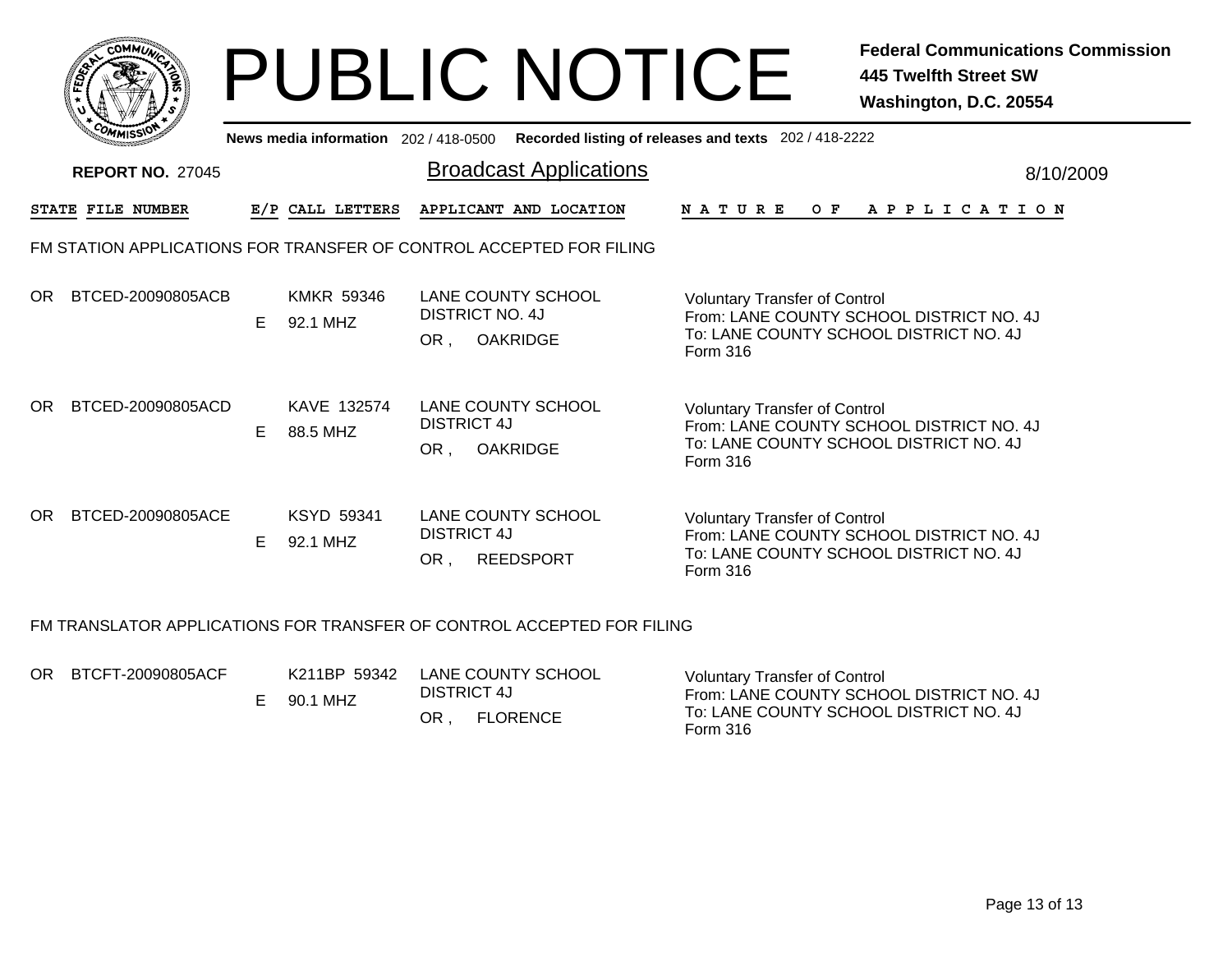# PUBLIC NOTICE

**Federal Communications Commission**
**445 Twelfth Street SW**
**Washington, D.C. 20554**

News media information 202 / 418-0500 **Recorded listing of releases and texts** 202 / 418-2222

**REPORT NO.** 27045

## Broadcast Applications

8/10/2009

| STATE | FILE NUMBER | E/P | CALL LETTERS | APPLICANT AND LOCATION | NATURE OF APPLICATION |
|---|---|---|---|---|---|

### FM STATION APPLICATIONS FOR TRANSFER OF CONTROL ACCEPTED FOR FILING

| STATE | FILE NUMBER | E/P | CALL LETTERS | APPLICANT AND LOCATION | NATURE OF APPLICATION |
|---|---|---|---|---|---|
| OR | BTCED-20090805ACB | E | KMKR 59346<br>92.1 MHZ | LANE COUNTY SCHOOL DISTRICT NO. 4J<br>OR , OAKRIDGE | Voluntary Transfer of Control<br>From: LANE COUNTY SCHOOL DISTRICT NO. 4J<br>To: LANE COUNTY SCHOOL DISTRICT NO. 4J<br>Form 316 |
| OR | BTCED-20090805ACD | E | KAVE 132574<br>88.5 MHZ | LANE COUNTY SCHOOL DISTRICT 4J<br>OR , OAKRIDGE | Voluntary Transfer of Control<br>From: LANE COUNTY SCHOOL DISTRICT NO. 4J<br>To: LANE COUNTY SCHOOL DISTRICT NO. 4J<br>Form 316 |
| OR | BTCED-20090805ACE | E | KSYD 59341<br>92.1 MHZ | LANE COUNTY SCHOOL DISTRICT 4J<br>OR , REEDSPORT | Voluntary Transfer of Control<br>From: LANE COUNTY SCHOOL DISTRICT NO. 4J<br>To: LANE COUNTY SCHOOL DISTRICT NO. 4J<br>Form 316 |

### FM TRANSLATOR APPLICATIONS FOR TRANSFER OF CONTROL ACCEPTED FOR FILING

| STATE | FILE NUMBER | E/P | CALL LETTERS | APPLICANT AND LOCATION | NATURE OF APPLICATION |
|---|---|---|---|---|---|
| OR | BTCFT-20090805ACF | E | K211BP 59342<br>90.1 MHZ | LANE COUNTY SCHOOL DISTRICT 4J<br>OR , FLORENCE | Voluntary Transfer of Control<br>From: LANE COUNTY SCHOOL DISTRICT NO. 4J<br>To: LANE COUNTY SCHOOL DISTRICT NO. 4J<br>Form 316 |